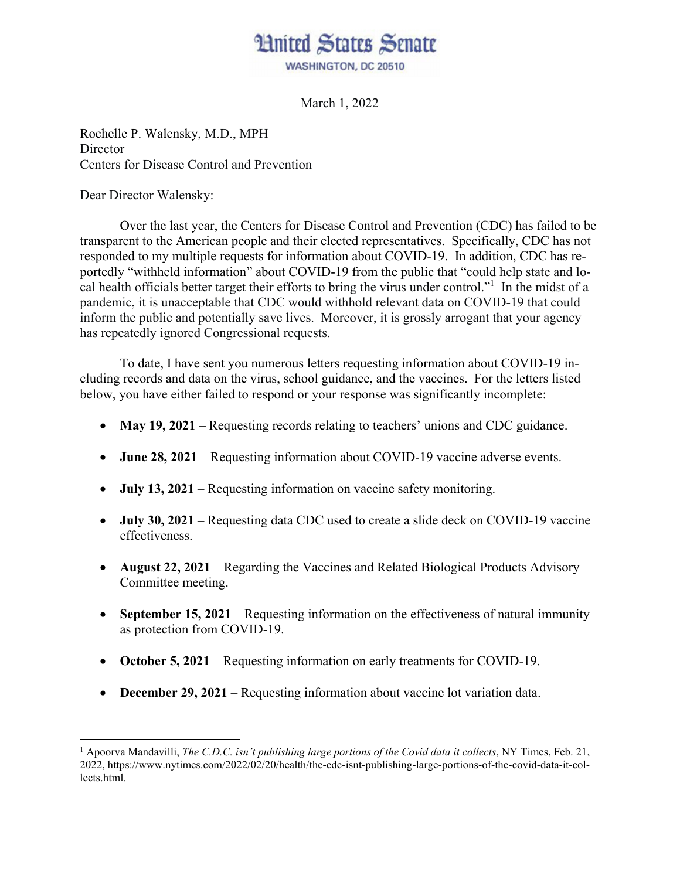# United States Senate

WASHINGTON, DC 20510

March 1, 2022

Rochelle P. Walensky, M.D., MPH
Director
Centers for Disease Control and Prevention

Dear Director Walensky:

Over the last year, the Centers for Disease Control and Prevention (CDC) has failed to be transparent to the American people and their elected representatives. Specifically, CDC has not responded to my multiple requests for information about COVID-19. In addition, CDC has reportedly "withheld information" about COVID-19 from the public that "could help state and local health officials better target their efforts to bring the virus under control."[1] In the midst of a pandemic, it is unacceptable that CDC would withhold relevant data on COVID-19 that could inform the public and potentially save lives. Moreover, it is grossly arrogant that your agency has repeatedly ignored Congressional requests.

To date, I have sent you numerous letters requesting information about COVID-19 including records and data on the virus, school guidance, and the vaccines. For the letters listed below, you have either failed to respond or your response was significantly incomplete:

- **May 19, 2021** – Requesting records relating to teachers' unions and CDC guidance.
- **June 28, 2021** – Requesting information about COVID-19 vaccine adverse events.
- **July 13, 2021** – Requesting information on vaccine safety monitoring.
- **July 30, 2021** – Requesting data CDC used to create a slide deck on COVID-19 vaccine effectiveness.
- **August 22, 2021** – Regarding the Vaccines and Related Biological Products Advisory Committee meeting.
- **September 15, 2021** – Requesting information on the effectiveness of natural immunity as protection from COVID-19.
- **October 5, 2021** – Requesting information on early treatments for COVID-19.
- **December 29, 2021** – Requesting information about vaccine lot variation data.

---

[1] Apoorva Mandavilli, *The C.D.C. isn't publishing large portions of the Covid data it collects*, NY Times, Feb. 21, 2022, https://www.nytimes.com/2022/02/20/health/the-cdc-isnt-publishing-large-portions-of-the-covid-data-it-collects.html.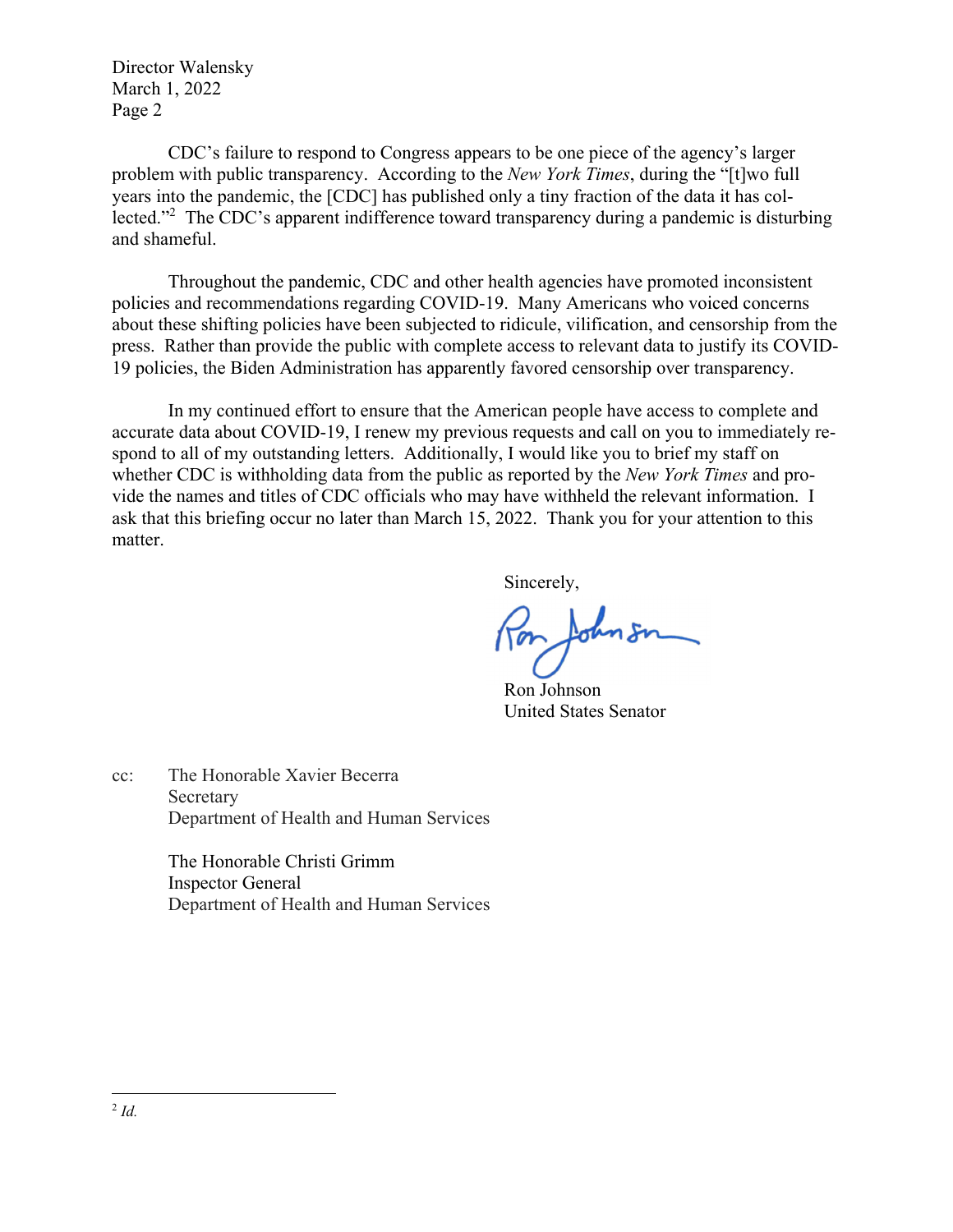Director Walensky
March 1, 2022

CDC's failure to respond to Congress appears to be one piece of the agency's larger problem with public transparency. According to the *New York Times*, during the "[t]wo full years into the pandemic, the [CDC] has published only a tiny fraction of the data it has collected."[2] The CDC's apparent indifference toward transparency during a pandemic is disturbing and shameful.

Throughout the pandemic, CDC and other health agencies have promoted inconsistent policies and recommendations regarding COVID-19. Many Americans who voiced concerns about these shifting policies have been subjected to ridicule, vilification, and censorship from the press. Rather than provide the public with complete access to relevant data to justify its COVID-19 policies, the Biden Administration has apparently favored censorship over transparency.

In my continued effort to ensure that the American people have access to complete and accurate data about COVID-19, I renew my previous requests and call on you to immediately respond to all of my outstanding letters. Additionally, I would like you to brief my staff on whether CDC is withholding data from the public as reported by the *New York Times* and provide the names and titles of CDC officials who may have withheld the relevant information. I ask that this briefing occur no later than March 15, 2022. Thank you for your attention to this matter.

Sincerely,

Ron Johnson
United States Senator

cc: The Honorable Xavier Becerra
Secretary
Department of Health and Human Services

The Honorable Christi Grimm
Inspector General
Department of Health and Human Services

---

[2] *Id.*